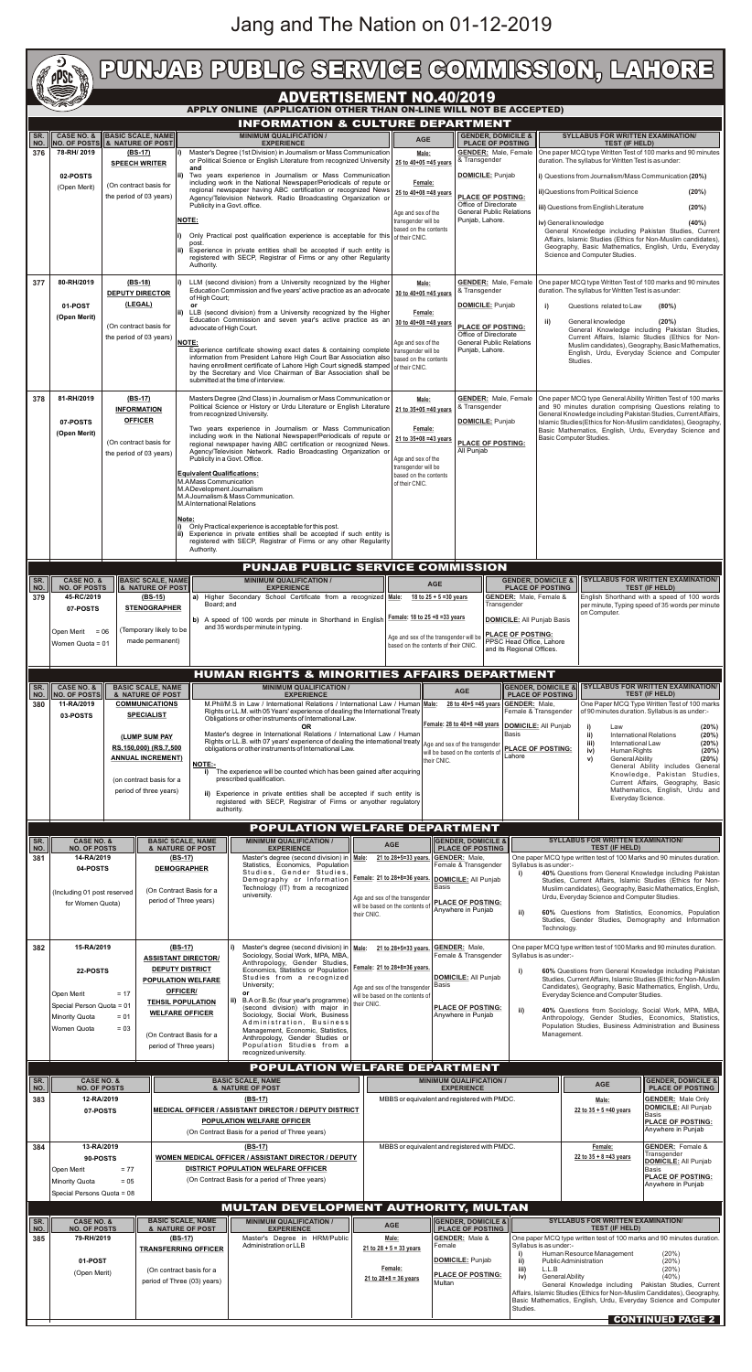Jang and The Nation on 01-12-2019

# PUNJAB PUBLIC SERVICE COMMISSION, LAHORE

## ADVERTISEMENT NO.40/2019

**APPLY ONLINE (APPLICATION OTHER THAN ON-LINE WILL NOT BE ACCEPTED)**

### INFORMATION & CULTURE DEPARTMENT

| SR. NO. | CASE NO. & NO. OF POSTS | BASIC SCALE, NAME & NATURE OF POST | MINIMUM QUALIFICATION / EXPERIENCE | AGE | GENDER, DOMICILE & PLACE OF POSTING | SYLLABUS FOR WRITTEN EXAMINATION/ TEST (IF HELD) |
|---|---|---|---|---|---|---|
| 376 | 78-RH/2019<br>02-POSTS<br>(Open Merit) | (BS-17)<br>SPEECH WRITER<br>(On contract basis for the period of 03 years) | i) Master's Degree (1st Division) in Journalism or Mass Communication or Political Science or English Literature from recognized University and<br>ii) Two years experience in Journalism or Mass Communication including work in the National Newspaper/Periodicals of repute or regional newspaper having ABC certification or recognized News Agency/Television Network. Radio Broadcasting Organization or Publicity in a Govt. office.<br>NOTE:<br>i) Only Practical post qualification experience is acceptable for this post.<br>ii) Experience in private entities shall be accepted if such entity is registered with SECP, Registrar of Firms or any other Regularity Authority. | Male: 25 to 40+05 =45 years<br>Female: 25 to 40+08 =48 years<br>Age and sex of the transgender will be based on the contents of their CNIC. | GENDER: Male, Female & Transgender<br>DOMICILE: Punjab<br>PLACE OF POSTING: Office of Directorate General Public Relations Punjab, Lahore. | One paper MCQ type Written Test of 100 marks and 90 minutes duration. The syllabus for Written Test is as under:<br>i) Questions from Journalism/Mass Communication (20%)<br>ii) Questions from Political Science (20%)<br>iii) Questions from English Literature (20%)<br>iv) General knowledge (40%)<br>General Knowledge including Pakistan Studies, Current Affairs, Islamic Studies (Ethics for Non-Muslim candidates), Geography, Basic Mathematics, English, Urdu, Everyday Science and Computer Studies. |
| 377 | 80-RH/2019<br>01-POST<br>(Open Merit) | (BS-18)<br>DEPUTY DIRECTOR (LEGAL)<br>(On contract basis for the period of 03 years) | i) LLM (second division) from a University recognized by the Higher Education Commission and five years' active practice as an advocate of High Court;<br>or<br>ii) LLB (second division) from a University recognized by the Higher Education Commission and seven year's active practice as an advocate of High Court.<br>NOTE:<br>Experience certificate showing exact dates & containing complete information from President Lahore High Court Bar Association also having enrollment certificate of Lahore High Court signed& stamped by the Secretary and Vice Chairman of Bar Association shall be submitted at the time of interview. | Male: 30 to 40+05 =45 years<br>Female: 30 to 40+08 =48 years<br>Age and sex of the transgender will be based on the contents of their CNIC. | GENDER: Male, Female & Transgender<br>DOMICILE: Punjab<br>PLACE OF POSTING: Office of Directorate General Public Relations Punjab, Lahore. | One paper MCQ type Written Test of 100 marks and 90 minutes duration. The syllabus for Written Test is as under:<br>i) Questions related to Law (80%)<br>ii) General knowledge (20%)<br>General Knowledge including Pakistan Studies, Current Affairs, Islamic Studies (Ethics for Non-Muslim candidates), Geography, Basic Mathematics, English, Urdu, Everyday Science and Computer Studies. |
| 378 | 81-RH/2019<br>07-POSTS<br>(Open Merit) | (BS-17)<br>INFORMATION OFFICER<br>(On contract basis for the period of 03 years) | Masters Degree (2nd Class) in Journalism or Mass Communication or Political Science or History or Urdu Literature or English Literature from recognized University.<br>Two years experience in Journalism or Mass Communication including work in the National Newspaper/Periodicals of repute or regional newspaper having ABC certification or recognized News. Agency/Television Network. Radio Broadcasting Organization or Publicity in a Govt. Office.<br>Equivalent Qualifications:<br>M.A Mass Communication<br>M.A Development Journalism<br>M.A Journalism & Mass Communication.<br>M.A International Relations<br>Note:<br>i) Only Practical experience is acceptable for this post.<br>ii) Experience in private entities shall be accepted if such entity is registered with SECP, Registrar of Firms or any other Regularity Authority. | Male: 21 to 35+05 =40 years<br>Female: 21 to 35+08 =43 years<br>Age and sex of the transgender will be based on the contents of their CNIC. | GENDER: Male, Female & Transgender<br>DOMICILE: Punjab<br>PLACE OF POSTING: All Punjab | One paper MCQ type General Ability Written Test of 100 marks and 90 minutes duration comprising Questions relating to General Knowledge including Pakistan Studies, Current Affairs, Islamic Studies(Ethics for Non-Muslim candidates), Geography, Basic Mathematics, English, Urdu, Everyday Science and Basic Computer Studies. |

### PUNJAB PUBLIC SERVICE COMMISSION

| SR. NO. | CASE NO. & NO. OF POSTS | BASIC SCALE, NAME & NATURE OF POST | MINIMUM QUALIFICATION / EXPERIENCE | AGE | GENDER, DOMICILE & PLACE OF POSTING | SYLLABUS FOR WRITTEN EXAMINATION/ TEST (IF HELD) |
|---|---|---|---|---|---|---|
| 379 | 45-RC/2019<br>07-POSTS<br>Open Merit = 06<br>Women Quota = 01 | (BS-15)<br>STENOGRAPHER<br>(Temporary likely to be made permanent) | a) Higher Secondary School Certificate from a recognized Board; and<br>b) A speed of 100 words per minute in Shorthand in English and 35 words per minute in typing. | Male: 18 to 25 + 5 =30 years<br>Female: 18 to 25 +8 =33 years<br>Age and sex of the transgender will be based on the contents of their CNIC. | GENDER: Male, Female & Transgender<br>DOMICILE: All Punjab Basis<br>PLACE OF POSTING: PPSC Head Office, Lahore and its Regional Offices. | English Shorthand with a speed of 100 words per minute, Typing speed of 35 words per minute on Computer. |

### HUMAN RIGHTS & MINORITIES AFFAIRS DEPARTMENT

| SR. NO. | CASE NO. & NO. OF POSTS | BASIC SCALE, NAME & NATURE OF POST | MINIMUM QUALIFICATION / EXPERIENCE | AGE | GENDER, DOMICILE & PLACE OF POSTING | SYLLABUS FOR WRITTEN EXAMINATION/ TEST (IF HELD) |
|---|---|---|---|---|---|---|
| 380 | 11-RA/2019<br>03-POSTS | COMMUNICATIONS SPECIALIST<br>(LUMP SUM PAY RS.150,000) (RS.7,500 ANNUAL INCREMENT)<br>(on contract basis for a period of three years) | M.Phil/M.S in Law / International Relations / International Law / Human Rights or LL.M. with 05 Years' experience of dealing the International Treaty Obligations or other instruments of International Law.<br>OR<br>Master's degree in International Relations / International Law / Human Rights or LL.B. with 07 years' experience of dealing the international treaty obligations or other instruments of International Law.<br>NOTE:-<br>i) The experience will be counted which has been gained after acquiring prescribed qualification.<br>ii) Experience in private entities shall be accepted if such entity is registered with SECP, Registrar of Firms or anyother regulatory authority. | Male: 28 to 40+5 =45 years<br>Female: 28 to 40+8 =48 years<br>Age and sex of the transgender will be based on the contents of their CNIC. | GENDER: Male, Female & Transgender<br>DOMICILE: All Punjab Basis<br>PLACE OF POSTING: Lahore | One Paper MCQ Type Written Test of 100 marks of 90 minutes duration. Syllabus is as under:-<br>i) Law (20%)<br>ii) International Relations (20%)<br>iii) International Law (20%)<br>iv) Human Rights (20%)<br>v) General Ability (20%)<br>General Ability includes General Knowledge, Pakistan Studies, Current Affairs, Geography, Basic Mathematics, English, Urdu and Everyday Science. |

### POPULATION WELFARE DEPARTMENT

| SR. NO. | CASE NO. & NO. OF POSTS | BASIC SCALE, NAME & NATURE OF POST | MINIMUM QUALIFICATION / EXPERIENCE | AGE | GENDER, DOMICILE & PLACE OF POSTING | SYLLABUS FOR WRITTEN EXAMINATION/ TEST (IF HELD) |
|---|---|---|---|---|---|---|
| 381 | 14-RA/2019<br>04-POSTS<br>(Including 01 post reserved for Women Quota) | (BS-17)<br>DEMOGRAPHER<br>(On Contract Basis for a period of Three years) | Master's degree (second division) in Statistics, Economics, Population Studies, Gender Studies, Demography or Information Technology (IT) from a recognized university. | Male: 21 to 28+5=33 years<br>Female: 21 to 28+8=36 years<br>Age and sex of the transgender will be based on the contents of their CNIC. | GENDER: Male, Female & Transgender<br>DOMICILE: All Punjab Basis<br>PLACE OF POSTING: Anywhere in Punjab | One paper MCQ type written test of 100 Marks and 90 minutes duration. Syllabus is as under:-<br>i) 40% Questions from General Knowledge including Pakistan Studies, Current Affairs, Islamic Studies (Ethics for Non-Muslim candidates), Geography, Basic Mathematics, English, Urdu, Everyday Science and Computer Studies.<br>ii) 60% Questions from Statistics, Economics, Population Studies, Gender Studies, Demography and Information Technology. |
| 382 | 15-RA/2019<br>22-POSTS<br>Open Merit = 17<br>Special Person Quota = 01<br>Minority Quota = 01<br>Women Quota = 03 | (BS-17)<br>ASSISTANT DIRECTOR/ DEPUTY DISTRICT POPULATION WELFARE OFFICER/ TEHSIL POPULATION WELFARE OFFICER<br>(On Contract Basis for a period of Three years) | i) Master's degree (second division) in Sociology, Social Work, MPA, MBA, Anthropology, Gender Studies, Economics, Statistics or Population Studies from a recognized University;<br>or<br>ii) B.A or B.Sc (four year's programme) (second division) with major in Sociology, Social Work, Business Administration, Business Management, Economics, Statistics, Anthropology, Gender Studies or Population Studies from a recognized university. | Male: 21 to 28+5=33 years<br>Female: 21 to 28+8=36 years.<br>Age and sex of the transgender will be based on the contents of their CNIC. | GENDER: Male, Female & Transgender<br>DOMICILE: All Punjab Basis<br>PLACE OF POSTING: Anywhere in Punjab | One paper MCQ type written test of 100 Marks and 90 minutes duration. Syllabus is as under:-<br>i) 60% Questions from General Knowledge including Pakistan Studies, Current Affairs, Islamic Studies (Ethic for Non-Muslim Candidates), Geography, Basic Mathematics, English, Urdu, Everyday Science and Computer Studies.<br>ii) 40% Questions from Sociology, Social Work, MPA, MBA, Anthropology, Gender Studies, Economics, Statistics, Population Studies, Business Administration and Business Management. |

### POPULATION WELFARE DEPARTMENT

| SR. NO. | CASE NO. & NO. OF POSTS | BASIC SCALE, NAME & NATURE OF POST | MINIMUM QUALIFICATION / EXPERIENCE | AGE | GENDER, DOMICILE & PLACE OF POSTING |
|---|---|---|---|---|---|
| 383 | 12-RA/2019<br>07-POSTS | (BS-17)<br>MEDICAL OFFICER / ASSISTANT DIRECTOR / DEPUTY DISTRICT POPULATION WELFARE OFFICER<br>(On Contract Basis for a period of Three years) | MBBS or equivalent and registered with PMDC. | Male: 22 to 35 + 5 =40 years | GENDER: Male Only<br>DOMICILE: All Punjab Basis<br>PLACE OF POSTING: Anywhere in Punjab |
| 384 | 13-RA/2019<br>90-POSTS<br>Open Merit = 77<br>Minority Quota = 05<br>Special Persons Quota = 08 | (BS-17)<br>WOMEN MEDICAL OFFICER / ASSISTANT DIRECTOR / DEPUTY DISTRICT POPULATION WELFARE OFFICER<br>(On Contract Basis for a period of Three years) | MBBS or equivalent and registered with PMDC. | Female: 22 to 35 + 8 =43 years | GENDER: Female & Transgender<br>DOMICILE: All Punjab Basis<br>PLACE OF POSTING: Anywhere in Punjab |

### MULTAN DEVELOPMENT AUTHORITY, MULTAN

| SR. NO. | CASE NO. & NO. OF POSTS | BASIC SCALE, NAME & NATURE OF POST | MINIMUM QUALIFICATION / EXPERIENCE | AGE | GENDER, DOMICILE & PLACE OF POSTING | SYLLABUS FOR WRITTEN EXAMINATION/ TEST (IF HELD) |
|---|---|---|---|---|---|---|
| 385 | 79-RH/2019<br>01-POST<br>(Open Merit) | (BS-17)<br>TRANSFERRING OFFICER<br>(On contract basis for a period of Three (03) years) | Master's Degree in HRM/Public Administration or LLB | Male: 21 to 28 + 5 = 33 years<br>Female: 21 to 28+8 = 36 years | GENDER: Male & Female<br>DOMICILE: Punjab<br>PLACE OF POSTING: Multan | One paper MCQ type written test of 100 marks and 90 minutes duration. Syllabus is as under:-<br>i) Human Resource Management (20%)<br>ii) Public Administration (20%)<br>iii) L.L.B (20%)<br>iv) General Ability (40%)<br>General Knowledge including Pakistan Studies, Current Affairs, Islamic Studies (Ethics for Non-Muslim candidates), Geography, Basic Mathematics, English, Urdu, Everyday Science and Computer Studies. |

**CONTINUED PAGE 2**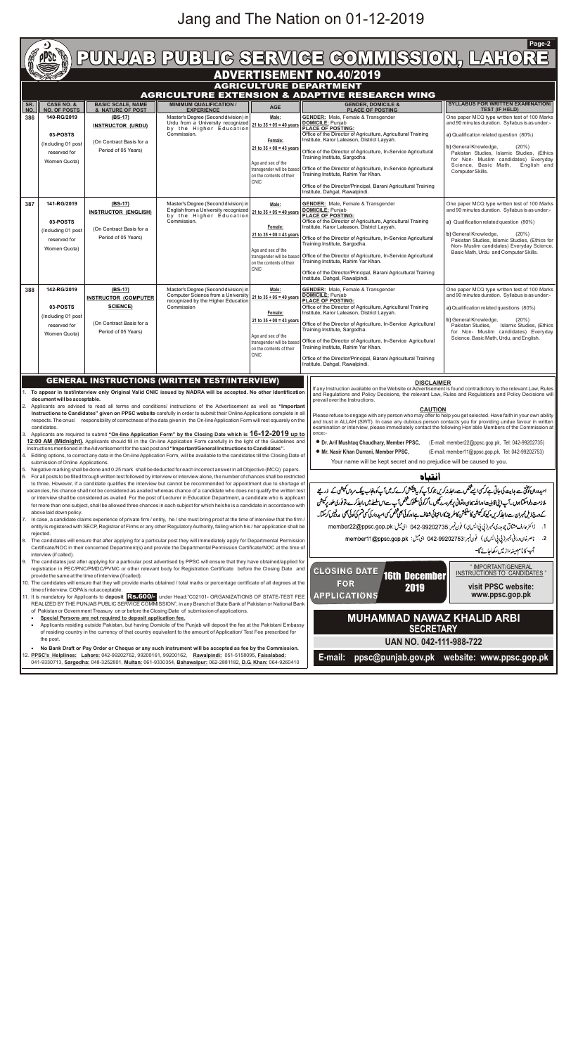# Jang and The Nation on 01-12-2019

# PUNJAB PUBLIC SERVICE COMMISSION, LAHORE

## ADVERTISEMENT NO.40/2019

### AGRICULTURE DEPARTMENT

### AGRICULTURE EXTENSION & ADAPTIVE RESEARCH WING

| SR. NO. | CASE NO. & NO. OF POSTS | BASIC SCALE, NAME & NATURE OF POST | MINIMUM QUALIFICATION / EXPERIENCE | AGE | GENDER, DOMICILE & PLACE OF POSTING | SYLLABUS FOR WRITTEN EXAMINATION/ TEST (IF HELD) |
|---|---|---|---|---|---|---|
| 386 | 140-RG/2019<br><br>03-POSTS<br>(Including 01 post reserved for Women Quota) | (BS-17)<br>INSTRUCTOR (URDU)<br><br>(On Contract Basis for a Period of 05 Years) | Master's Degree (Second division) in Urdu from a University recognized by the Higher Education Commission. | Male:<br>21 to 35 + 05 = 40 years<br><br>Female:<br>21 to 35 + 08 = 43 years<br><br>Age and sex of the transgender will be based on the contents of their CNIC | GENDER: Male, Female & Transgender<br>DOMICILE: Punjab<br>PLACE OF POSTING:<br>Office of the Director of Agriculture, Agricultural Training Institute, Karor Laleason, District Layyah.<br><br>Office of the Director of Agriculture, In-Service Agricultural Training Institute, Sargodha.<br><br>Office of the Director of Agriculture, In-Service Agricultural Training Institute, Rahim Yar Khan.<br><br>Office of the Director/Principal, Barani Agricultural Training Institute, Dahgal, Rawalpindi. | One paper MCQ type written test of 100 Marks and 90 minutes duration. Syllabus is as under:-<br><br>a) Qualification related question (80%)<br><br>b) General Knowledge, (20%)<br>Pakistan Studies, Islamic Studies, (Ethics for Non- Muslim candidates) Everyday Science, Basic Math, English and Computer Skills. |
| 387 | 141-RG/2019<br><br>03-POSTS<br>(Including 01 post reserved for Women Quota) | (BS-17)<br>INSTRUCTOR (ENGLISH)<br><br>(On Contract Basis for a Period of 05 Years) | Master's Degree (Second division) in English from a University recognized by the Higher Education Commission. | Male:<br>21 to 35 + 05 = 40 years<br><br>Female:<br>21 to 35 + 08 = 43 years<br><br>Age and sex of the transgender will be based on the contents of their CNIC | GENDER: Male, Female & Transgender<br>DOMICILE: Punjab<br>PLACE OF POSTING:<br>Office of the Director of Agriculture, Agricultural Training Institute, Karor Laleason, District Layyah.<br><br>Office of the Director of Agriculture, In-Service Agricultural Training Institute, Sargodha.<br><br>Office of the Director of Agriculture, In-Service Agricultural Training Institute, Rahim Yar Khan.<br><br>Office of the Director/Principal, Barani Agricultural Training Institute, Dahgal, Rawalpindi. | One paper MCQ type written test of 100 Marks and 90 minutes duration. Syllabus is as under:-<br><br>a) Qualification related question (80%)<br><br>b) General Knowledge, (20%)<br>Pakistan Studies, Islamic Studies, (Ethics for Non- Muslim candidates) Everyday Science, Basic Math, Urdu and Computer Skills. |
| 388 | 142-RG/2019<br><br>03-POSTS<br>(Including 01 post reserved for Women Quota) | (BS-17)<br>INSTRUCTOR (COMPUTER SCIENCE)<br><br>(On Contract Basis for a Period of 05 Years) | Master's Degree (Second division) in Computer Science from a University recognized by the Higher Education Commission | Male:<br>21 to 35 + 05 = 40 years<br><br>Female:<br>21 to 35 + 08 = 43 years<br><br>Age and sex of the transgender will be based on the contents of their CNIC | GENDER: Male, Female & Transgender<br>DOMICILE: Punjab<br>PLACE OF POSTING:<br>Office of the Director of Agriculture, Agricultural Training Institute, Karor Laleason, District Layyah.<br><br>Office of the Director of Agriculture, In-Service Agricultural Training Institute, Sargodha.<br><br>Office of the Director of Agriculture, In-Service Agricultural Training Institute, Rahim Yar Khan.<br><br>Office of the Director/Principal, Barani Agricultural Training Institute, Dahgal, Rawalpindi. | One paper MCQ type written test of 100 Marks and 90 minutes duration. Syllabus is as under:-<br><br>a) Qualification related questions (80%)<br><br>b) General Knowledge, (20%)<br>Pakistan Studies, Islamic Studies, (Ethics for Non- Muslim candidates) Everyday Science, Basic Math, Urdu, and English. |

## GENERAL INSTRUCTIONS (WRITTEN TEST/INTERVIEW)

1. **To appear in test/interview only Original Valid CNIC issued by NADRA will be accepted. No other Identification document will be acceptable.**
2. Applicants are advised to read all terms and conditions/ instructions of the Advertisement as well as **"Important Instructions to Candidates" given on PPSC website** carefully in order to submit their Online Applications complete in all respects. The onus/ responsibility of correctness of the data given in the On-line Application Form will rest squarely on the candidates.
3. Applicants are required to submit **"On-line Application Form" by the Closing Date which is 16-12-2019 up to 12:00 AM (Midnight).** Applicants should fill in the On-line Application Form carefully in the light of the Guidelines and Instructions mentioned in the Advertisement for the said post and **"Important/General Instructions to Candidates".**
4. Editing options, to correct any data in the On-line Application Form, will be available to the candidates till the Closing Date of submission of Online Applications.
5. Negative marking shall be done and 0.25 mark shall be deducted for each incorrect answer in all Objective (MCQ) papers.
6. For all posts to be filled through written test followed by interview or interview alone, the number of chances shall be restricted to three. However, if a candidate qualifies the interview but cannot be recommended for appointment due to shortage of vacancies, his chance shall not be considered as availed whereas chance of a candidate who does not qualify the written test or interview shall be considered as availed. For the post of Lecturer in Education Department, a candidate who is applicant for more than one subject, shall be allowed three chances in each subject for which he/she is a candidate in accordance with above laid down policy.
7. In case, a candidate claims experience of private firm / entity, he / she must bring proof at the time of interview that the firm / entity is registered with SECP, Registrar of Firms or any other Regulatory Authority, failing which his / her application shall be rejected.
8. The candidates will ensure that after applying for a particular post they will immediately apply for Departmental Permission Certificate/NOC in their concerned Department(s) and provide the Departmental Permission Certificate/NOC at the time of interview (if called).
9. The candidates just after applying for a particular post advertised by PPSC will ensure that they have obtained/applied for registration in PEC/PNC/PMDC/PVMC or other relevant body for Registration Certificate before the Closing Date and provide the same at the time of interview (if called).
10. The candidates will ensure that they will provide marks obtained / total marks or percentage certificate of all degrees at the time of interview. CGPA is not acceptable.
11. It is mandatory for Applicants to **deposit Rs.600/-** under Head:"C02101- ORGANIZATIONS OF STATE-TEST FEE REALIZED BY THE PUNJAB PUBLIC SERVICE COMMISSION", in any Branch of State Bank of Pakistan or National Bank of Pakistan or Government Treasury on or before the Closing Date of submission of applications.
    - **Special Persons are not required to deposit application fee.**
    - Applicants residing outside Pakistan, but having Domicile of the Punjab will deposit the fee at the Pakistani Embassy of residing country in the currency of that country equivalent to the amount of Application/ Test Fee prescribed for the post.
    - **No Bank Draft or Pay Order or Cheque or any such instrument will be accepted as fee by the Commission.**
12. **PPSC's Helplines: Lahore:** 042-99202762, 99200161, 99200162, **Rawalpindi:** 051-5158095, **Faisalabad:** 041-9330713, **Sargodha:** 048-3252801, **Multan:** 061-9330354, **Bahawalpur:** 062-2881182, **D.G. Khan:** 064-9260410

### DISCLAIMER

If any Instruction available on the Website or Advertisement is found contradictory to the relevant Law, Rules and Regulations and Policy Decisions, the relevant Law, Rules and Regulations and Policy Decisions will prevail over the Instructions.

### CAUTION

Please refuse to engage with any person who may offer to help you get selected. Have faith in your own ability and trust in ALLAH (SWT). In case any dubious person contacts you for providing undue favour in written examination or interview, please immediately contact the following Hon'able Members of the Commission at once:-

- **Dr. Arif Mushtaq Chaudhary, Member PPSC,** (E-mail: member22@ppsc.gop.pk, Tel: 042-99202735)
- **Mr. Nasir Khan Durrani, Member PPSC,** (E-mail: member11@ppsc.gop.pk, Tel: 042-99202753)

Your name will be kept secret and no prejudice will be caused to you.

### انتباہ

امیدواران کو متنبہ کیا جاتا ہے کہ کسی ایسے شخص سے رابطہ نہ کریں جو آپ کو پیشکش کرے کہ وہ آپ کو پنجاب پبلک سروس کمیشن کے ذریعے ملازمت دلوا سکتا ہوں۔ آپ اپنی قابلیت اور اللہ سبحان وتعالیٰ پر بھروسہ رکھیں۔ اگر کوئی مشکوک شخص آپ سے اس سلسلے میں رابطہ کرے تو فوری طور پر کمیشن کے درج ذیل ممبران سے رابطہ کریں، کیونکہ کمیشن کا سلیکشن کا طریقہ کار انتہائی شفاف ہے اور کوئی بھی شخص کسی امیدوار کی کسی قسم کی کوئی بھی مدد نہیں کر سکتا۔

1. ڈاکٹر عارف مشتاق چوہدری، ممبر (پی پی ایس سی) فون نمبر: 042-99202735 ای میل: member22@ppsc.gop.pk
2. ناصر خان درانی، ممبر (پی پی ایس سی) فون نمبر: 042-99202753 ای میل: member11@ppsc.gop.pk

آپ کا نام صیغہ راز میں رکھا جائے گا۔

**CLOSING DATE FOR APPLICATIONS: 16th December 2019**

" IMPORTANT/GENERAL INSTRUCTIONS TO CANDIDATES "

**visit PPSC website: www.ppsc.gop.pk**

## MUHAMMAD NAWAZ KHALID ARBI
### SECRETARY

**UAN NO. 042-111-988-722**

**E-mail: ppsc@punjab.gov.pk website: www.ppsc.gop.pk**